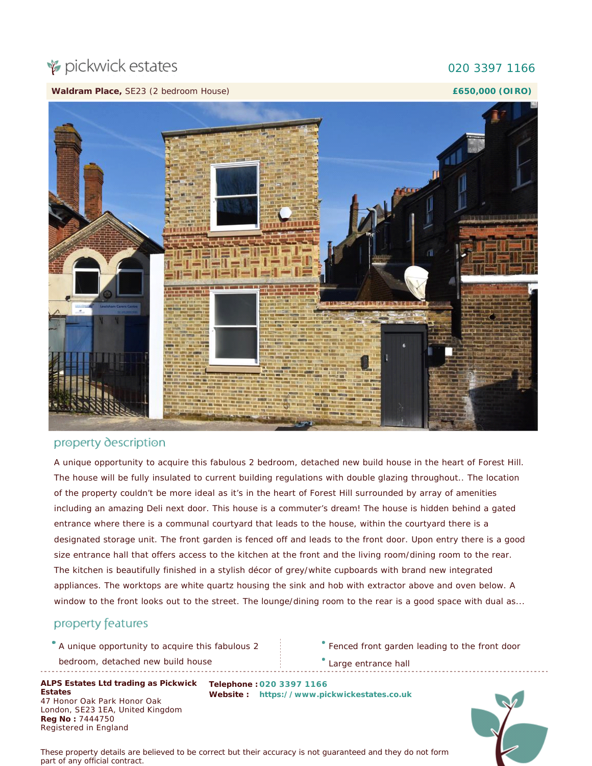pickwick estates

020 3397 1166

**Waldram Place,** SE23 (2 bedroom House) **£650,000 (OIRO)**

## property description

A unique opportunity to acquire this fabulous 2 bedroom, detached new build house in the heart of Forest Hill. The house will be fully insulated to current building regulations with double glazing throughout.. The location of the property couldn't be more ideal as it's in the heart of Forest Hill surrounded by array of amenities including an amazing Deli next door. This house is a commuter's dream! The house is hidden behind a gated entrance where there is a communal courtyard that leads to the house, within the courtyard there is a designated storage unit. The front garden is fenced off and leads to the front door. Upon entry there is a good size entrance hall that offers access to the kitchen at the front and the living room/dining room to the rear. The kitchen is beautifully finished in a stylish décor of grey/white cupboards with brand new integrated appliances. The worktops are white quartz housing the sink and hob with extractor above and oven below. A window to the front looks out to the street. The lounge/dining room to the rear is a good space with dual as...

## property features

- A unique opportunity to acquire this fabulous 2 bedroom, detached new build house
- Fenced front garden leading to the front door
- Large entrance hall

**ALPS Estates Ltd trading as Pickwick Estates**
47 Honor Oak Park Honor Oak
London, SE23 1EA, United Kingdom
**Reg No :** 7444750
Registered in England

**Telephone :** 020 3397 1166
**Website :** https://www.pickwickestates.co.uk

These property details are believed to be correct but their accuracy is not guaranteed and they do not form part of any official contract.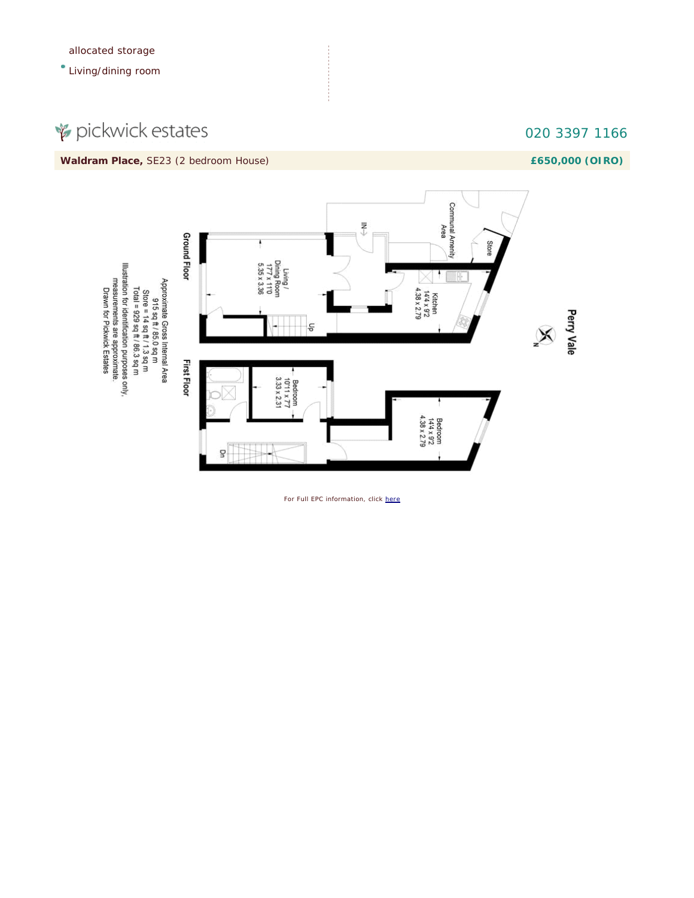allocated storage

- Living/dining room

pickwick estates

020 3397 1166

**Waldram Place,** SE23 (2 bedroom House) **£650,000 (OIRO)**

Ground Floor

Living / Dining Room
17'7 x 11'0
5.35 x 3.36

Kitchen
14'4 x 9'2
4.38 x 2.79

Communal Amenity Area

Store

IN

Up

First Floor

Bedroom
10'11 x 7'7
3.33 x 2.31

Bedroom
14'4 x 9'2
4.38 x 2.79

Dn

Perry Vale

N

Approximate Gross Internal Area
915 sq ft / 85.0 sq m
Store = 14 sq ft / 1.3 sq m
Total = 929 sq ft / 86.3 sq m
Illustration for identification purposes only,
measurements are approximate.
Drawn for Pickwick Estates

For Full EPC information, click here